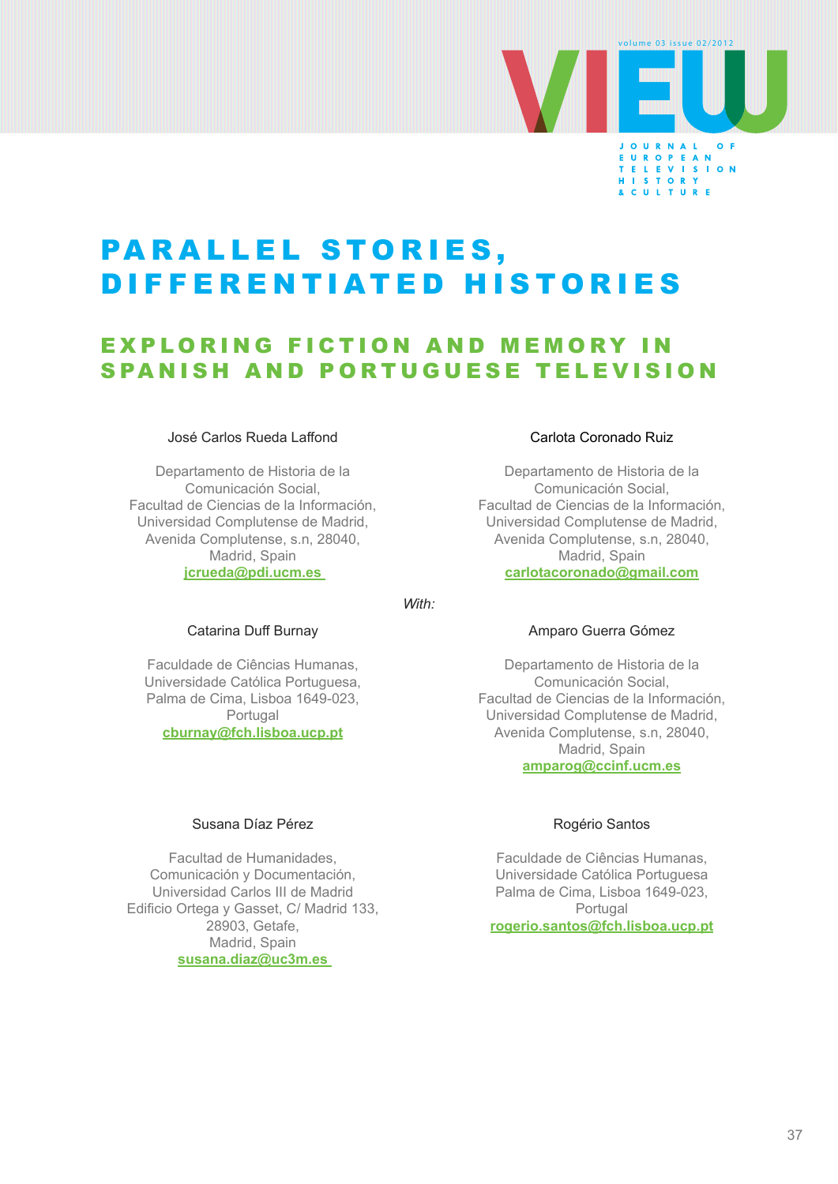# PARALLEL STORIES, DIFFERENTIATED HISTORIES

## EXPLORING FICTION AND MEMORY IN SPANISH AND PORTUGUESE TELEVISION

José Carlos Rueda Laffond

Departamento de Historia de la Comunicación Social,
Facultad de Ciencias de la Información,
Universidad Complutense de Madrid,
Avenida Complutense, s.n, 28040,
Madrid, Spain
jcrueda@pdi.ucm.es

Carlota Coronado Ruiz

Departamento de Historia de la Comunicación Social,
Facultad de Ciencias de la Información,
Universidad Complutense de Madrid,
Avenida Complutense, s.n, 28040,
Madrid, Spain
carlotacoronado@gmail.com

*With:*

Catarina Duff Burnay

Faculdade de Ciências Humanas,
Universidade Católica Portuguesa,
Palma de Cima, Lisboa 1649-023,
Portugal
cburnay@fch.lisboa.ucp.pt

Amparo Guerra Gómez

Departamento de Historia de la Comunicación Social,
Facultad de Ciencias de la Información,
Universidad Complutense de Madrid,
Avenida Complutense, s.n, 28040,
Madrid, Spain
amparog@ccinf.ucm.es

Susana Díaz Pérez

Facultad de Humanidades,
Comunicación y Documentación,
Universidad Carlos III de Madrid
Edificio Ortega y Gasset, C/ Madrid 133,
28903, Getafe,
Madrid, Spain
susana.diaz@uc3m.es

Rogério Santos

Faculdade de Ciências Humanas,
Universidade Católica Portuguesa
Palma de Cima, Lisboa 1649-023,
Portugal
rogerio.santos@fch.lisboa.ucp.pt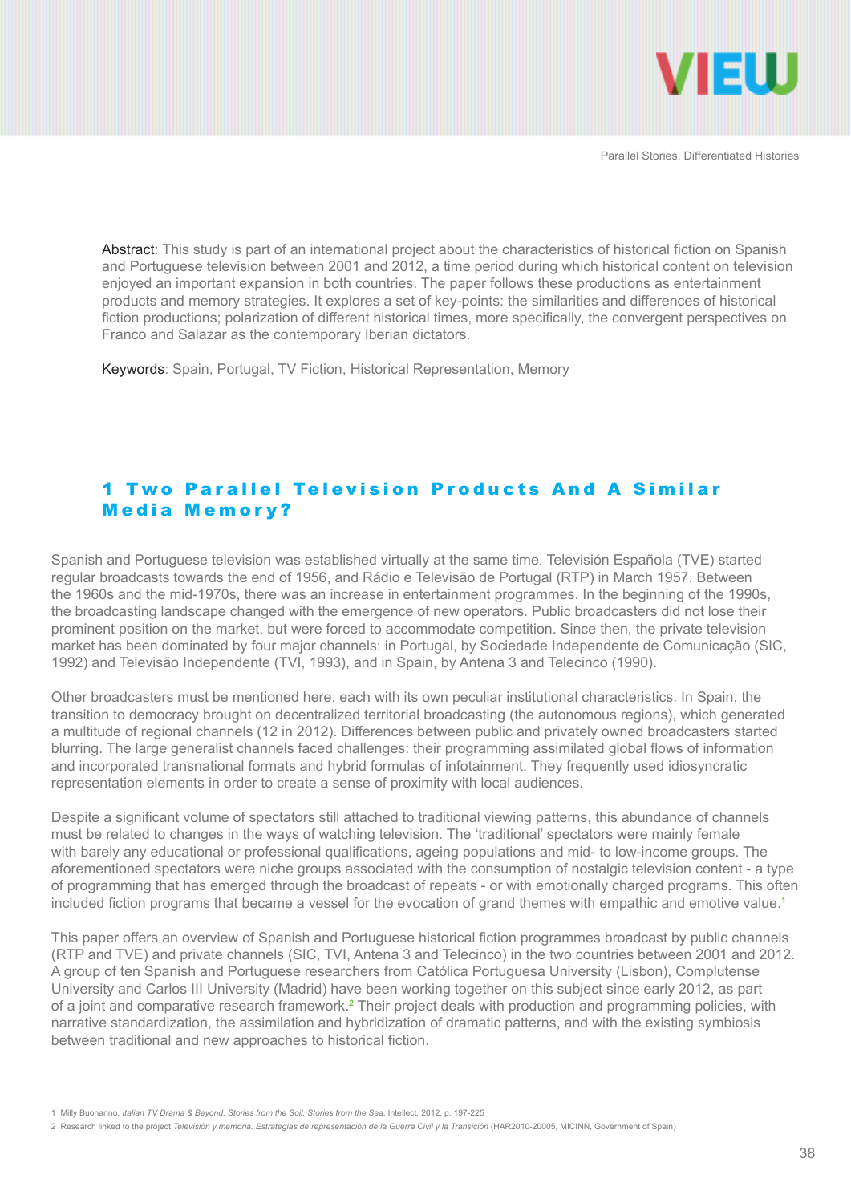**Abstract:** This study is part of an international project about the characteristics of historical fiction on Spanish and Portuguese television between 2001 and 2012, a time period during which historical content on television enjoyed an important expansion in both countries. The paper follows these productions as entertainment products and memory strategies. It explores a set of key-points: the similarities and differences of historical fiction productions; polarization of different historical times, more specifically, the convergent perspectives on Franco and Salazar as the contemporary Iberian dictators.

**Keywords**: Spain, Portugal, TV Fiction, Historical Representation, Memory

## 1 Two Parallel Television Products And A Similar Media Memory?

Spanish and Portuguese television was established virtually at the same time. Televisión Española (TVE) started regular broadcasts towards the end of 1956, and Rádio e Televisão de Portugal (RTP) in March 1957. Between the 1960s and the mid-1970s, there was an increase in entertainment programmes. In the beginning of the 1990s, the broadcasting landscape changed with the emergence of new operators. Public broadcasters did not lose their prominent position on the market, but were forced to accommodate competition. Since then, the private television market has been dominated by four major channels: in Portugal, by Sociedade Independente de Comunicação (SIC, 1992) and Televisão Independente (TVI, 1993), and in Spain, by Antena 3 and Telecinco (1990).

Other broadcasters must be mentioned here, each with its own peculiar institutional characteristics. In Spain, the transition to democracy brought on decentralized territorial broadcasting (the autonomous regions), which generated a multitude of regional channels (12 in 2012). Differences between public and privately owned broadcasters started blurring. The large generalist channels faced challenges: their programming assimilated global flows of information and incorporated transnational formats and hybrid formulas of infotainment. They frequently used idiosyncratic representation elements in order to create a sense of proximity with local audiences.

Despite a significant volume of spectators still attached to traditional viewing patterns, this abundance of channels must be related to changes in the ways of watching television. The 'traditional' spectators were mainly female with barely any educational or professional qualifications, ageing populations and mid- to low-income groups. The aforementioned spectators were niche groups associated with the consumption of nostalgic television content - a type of programming that has emerged through the broadcast of repeats - or with emotionally charged programs. This often included fiction programs that became a vessel for the evocation of grand themes with empathic and emotive value.[1]

This paper offers an overview of Spanish and Portuguese historical fiction programmes broadcast by public channels (RTP and TVE) and private channels (SIC, TVI, Antena 3 and Telecinco) in the two countries between 2001 and 2012. A group of ten Spanish and Portuguese researchers from Católica Portuguesa University (Lisbon), Complutense University and Carlos III University (Madrid) have been working together on this subject since early 2012, as part of a joint and comparative research framework.[2] Their project deals with production and programming policies, with narrative standardization, the assimilation and hybridization of dramatic patterns, and with the existing symbiosis between traditional and new approaches to historical fiction.

1 Milly Buonanno, *Italian TV Drama & Beyond. Stories from the Soil. Stories from the Sea*, Intellect, 2012, p. 197-225

2 Research linked to the project *Televisión y memoria. Estrategias de representación de la Guerra Civil y la Transición* (HAR2010-20005, MICINN, Government of Spain)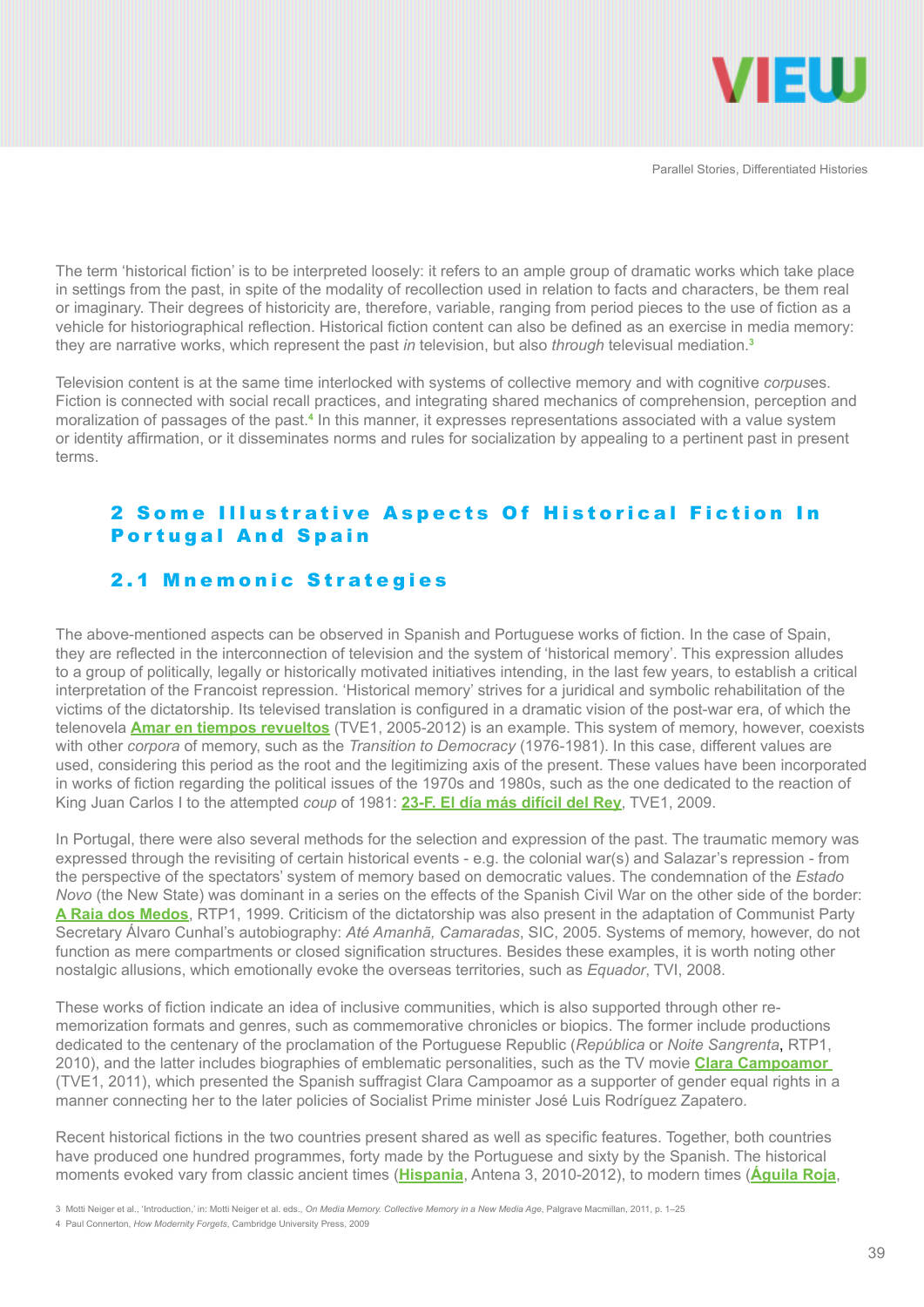The term 'historical fiction' is to be interpreted loosely: it refers to an ample group of dramatic works which take place in settings from the past, in spite of the modality of recollection used in relation to facts and characters, be them real or imaginary. Their degrees of historicity are, therefore, variable, ranging from period pieces to the use of fiction as a vehicle for historiographical reflection. Historical fiction content can also be defined as an exercise in media memory: they are narrative works, which represent the past *in* television, but also *through* televisual mediation.[3]

Television content is at the same time interlocked with systems of collective memory and with cognitive *corpus*es. Fiction is connected with social recall practices, and integrating shared mechanics of comprehension, perception and moralization of passages of the past.[4] In this manner, it expresses representations associated with a value system or identity affirmation, or it disseminates norms and rules for socialization by appealing to a pertinent past in present terms.

## 2 Some Illustrative Aspects Of Historical Fiction In Portugal And Spain

### 2.1 Mnemonic Strategies

The above-mentioned aspects can be observed in Spanish and Portuguese works of fiction. In the case of Spain, they are reflected in the interconnection of television and the system of 'historical memory'. This expression alludes to a group of politically, legally or historically motivated initiatives intending, in the last few years, to establish a critical interpretation of the Francoist repression. 'Historical memory' strives for a juridical and symbolic rehabilitation of the victims of the dictatorship. Its televised translation is configured in a dramatic vision of the post-war era, of which the telenovela **Amar en tiempos revueltos** (TVE1, 2005-2012) is an example. This system of memory, however, coexists with other *corpora* of memory, such as the *Transition to Democracy* (1976-1981). In this case, different values are used, considering this period as the root and the legitimizing axis of the present. These values have been incorporated in works of fiction regarding the political issues of the 1970s and 1980s, such as the one dedicated to the reaction of King Juan Carlos I to the attempted *coup* of 1981: **23-F. El día más difícil del Rey**, TVE1, 2009.

In Portugal, there were also several methods for the selection and expression of the past. The traumatic memory was expressed through the revisiting of certain historical events - e.g. the colonial war(s) and Salazar's repression - from the perspective of the spectators' system of memory based on democratic values. The condemnation of the *Estado Novo* (the New State) was dominant in a series on the effects of the Spanish Civil War on the other side of the border: **A Raia dos Medos**, RTP1, 1999. Criticism of the dictatorship was also present in the adaptation of Communist Party Secretary Álvaro Cunhal's autobiography: *Até Amanhã, Camaradas*, SIC, 2005. Systems of memory, however, do not function as mere compartments or closed signification structures. Besides these examples, it is worth noting other nostalgic allusions, which emotionally evoke the overseas territories, such as *Equador*, TVI, 2008.

These works of fiction indicate an idea of inclusive communities, which is also supported through other re-memorization formats and genres, such as commemorative chronicles or biopics. The former include productions dedicated to the centenary of the proclamation of the Portuguese Republic (*República* or *Noite Sangrenta*, RTP1, 2010), and the latter includes biographies of emblematic personalities, such as the TV movie **Clara Campoamor** (TVE1, 2011), which presented the Spanish suffragist Clara Campoamor as a supporter of gender equal rights in a manner connecting her to the later policies of Socialist Prime minister José Luis Rodríguez Zapatero.

Recent historical fictions in the two countries present shared as well as specific features. Together, both countries have produced one hundred programmes, forty made by the Portuguese and sixty by the Spanish. The historical moments evoked vary from classic ancient times (**Hispania**, Antena 3, 2010-2012), to modern times (**Águila Roja**,

3 Motti Neiger et al., 'Introduction,' in: Motti Neiger et al. eds., *On Media Memory. Collective Memory in a New Media Age*, Palgrave Macmillan, 2011, p. 1–25

4 Paul Connerton, *How Modernity Forgets*, Cambridge University Press, 2009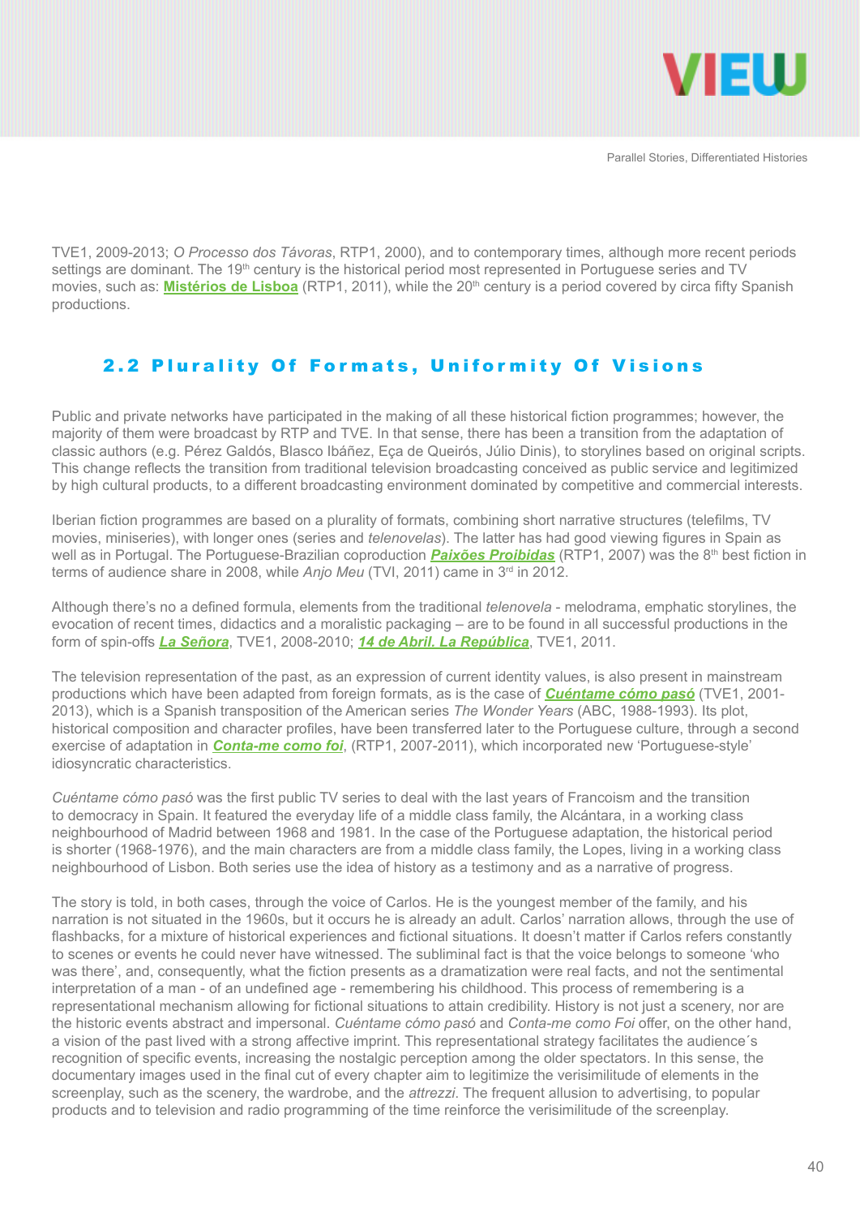TVE1, 2009-2013; *O Processo dos Távoras*, RTP1, 2000), and to contemporary times, although more recent periods settings are dominant. The 19th century is the historical period most represented in Portuguese series and TV movies, such as: **Mistérios de Lisboa** (RTP1, 2011), while the 20th century is a period covered by circa fifty Spanish productions.

## 2.2 Plurality Of Formats, Uniformity Of Visions

Public and private networks have participated in the making of all these historical fiction programmes; however, the majority of them were broadcast by RTP and TVE. In that sense, there has been a transition from the adaptation of classic authors (e.g. Pérez Galdós, Blasco Ibáñez, Eça de Queirós, Júlio Dinis), to storylines based on original scripts. This change reflects the transition from traditional television broadcasting conceived as public service and legitimized by high cultural products, to a different broadcasting environment dominated by competitive and commercial interests.

Iberian fiction programmes are based on a plurality of formats, combining short narrative structures (telefilms, TV movies, miniseries), with longer ones (series and *telenovelas*). The latter has had good viewing figures in Spain as well as in Portugal. The Portuguese-Brazilian coproduction ***Paixões Proibidas*** (RTP1, 2007) was the 8th best fiction in terms of audience share in 2008, while *Anjo Meu* (TVI, 2011) came in 3rd in 2012.

Although there's no a defined formula, elements from the traditional *telenovela* - melodrama, emphatic storylines, the evocation of recent times, didactics and a moralistic packaging – are to be found in all successful productions in the form of spin-offs ***La Señora***, TVE1, 2008-2010; ***14 de Abril. La República***, TVE1, 2011.

The television representation of the past, as an expression of current identity values, is also present in mainstream productions which have been adapted from foreign formats, as is the case of ***Cuéntame cómo pasó*** (TVE1, 2001-2013), which is a Spanish transposition of the American series *The Wonder Years* (ABC, 1988-1993). Its plot, historical composition and character profiles, have been transferred later to the Portuguese culture, through a second exercise of adaptation in ***Conta-me como foi***, (RTP1, 2007-2011), which incorporated new 'Portuguese-style' idiosyncratic characteristics.

*Cuéntame cómo pasó* was the first public TV series to deal with the last years of Francoism and the transition to democracy in Spain. It featured the everyday life of a middle class family, the Alcántara, in a working class neighbourhood of Madrid between 1968 and 1981. In the case of the Portuguese adaptation, the historical period is shorter (1968-1976), and the main characters are from a middle class family, the Lopes, living in a working class neighbourhood of Lisbon. Both series use the idea of history as a testimony and as a narrative of progress.

The story is told, in both cases, through the voice of Carlos. He is the youngest member of the family, and his narration is not situated in the 1960s, but it occurs he is already an adult. Carlos' narration allows, through the use of flashbacks, for a mixture of historical experiences and fictional situations. It doesn't matter if Carlos refers constantly to scenes or events he could never have witnessed. The subliminal fact is that the voice belongs to someone 'who was there', and, consequently, what the fiction presents as a dramatization were real facts, and not the sentimental interpretation of a man - of an undefined age - remembering his childhood. This process of remembering is a representational mechanism allowing for fictional situations to attain credibility. History is not just a scenery, nor are the historic events abstract and impersonal. *Cuéntame cómo pasó* and *Conta-me como Foi* offer, on the other hand, a vision of the past lived with a strong affective imprint. This representational strategy facilitates the audience´s recognition of specific events, increasing the nostalgic perception among the older spectators. In this sense, the documentary images used in the final cut of every chapter aim to legitimize the verisimilitude of elements in the screenplay, such as the scenery, the wardrobe, and the *attrezzi*. The frequent allusion to advertising, to popular products and to television and radio programming of the time reinforce the verisimilitude of the screenplay.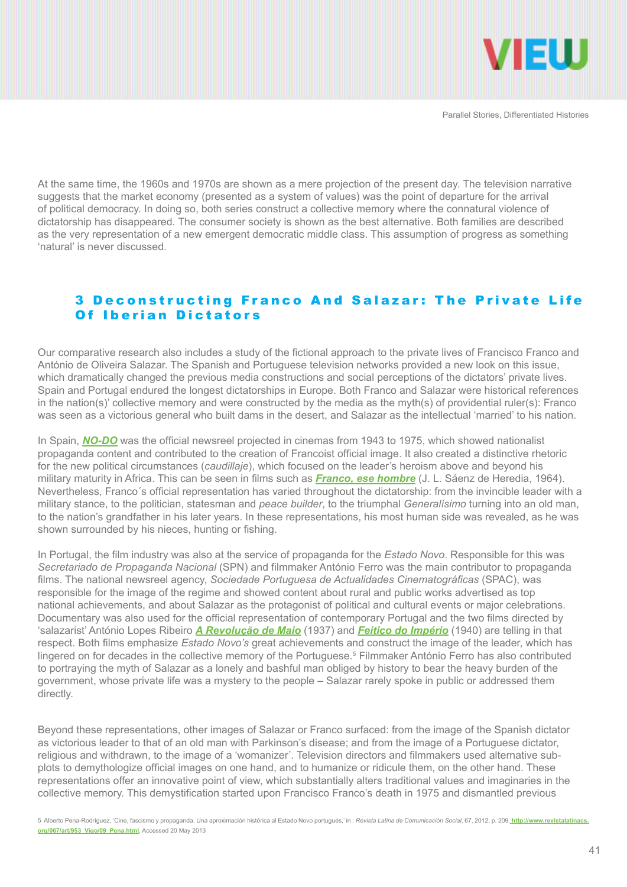At the same time, the 1960s and 1970s are shown as a mere projection of the present day. The television narrative suggests that the market economy (presented as a system of values) was the point of departure for the arrival of political democracy. In doing so, both series construct a collective memory where the connatural violence of dictatorship has disappeared. The consumer society is shown as the best alternative. Both families are described as the very representation of a new emergent democratic middle class. This assumption of progress as something 'natural' is never discussed.

## 3 Deconstructing Franco And Salazar: The Private Life Of Iberian Dictators

Our comparative research also includes a study of the fictional approach to the private lives of Francisco Franco and António de Oliveira Salazar. The Spanish and Portuguese television networks provided a new look on this issue, which dramatically changed the previous media constructions and social perceptions of the dictators' private lives. Spain and Portugal endured the longest dictatorships in Europe. Both Franco and Salazar were historical references in the nation(s)' collective memory and were constructed by the media as the myth(s) of providential ruler(s): Franco was seen as a victorious general who built dams in the desert, and Salazar as the intellectual 'married' to his nation.

In Spain, ***NO-DO*** was the official newsreel projected in cinemas from 1943 to 1975, which showed nationalist propaganda content and contributed to the creation of Francoist official image. It also created a distinctive rhetoric for the new political circumstances (*caudillaje*), which focused on the leader's heroism above and beyond his military maturity in Africa. This can be seen in films such as ***Franco, ese hombre*** (J. L. Sáenz de Heredia, 1964). Nevertheless, Franco´s official representation has varied throughout the dictatorship: from the invincible leader with a military stance, to the politician, statesman and *peace builder*, to the triumphal *Generalísimo* turning into an old man, to the nation's grandfather in his later years. In these representations, his most human side was revealed, as he was shown surrounded by his nieces, hunting or fishing.

In Portugal, the film industry was also at the service of propaganda for the *Estado Novo*. Responsible for this was *Secretariado de Propaganda Nacional* (SPN) and filmmaker António Ferro was the main contributor to propaganda films. The national newsreel agency, *Sociedade Portuguesa de Actualidades Cinematográficas* (SPAC), was responsible for the image of the regime and showed content about rural and public works advertised as top national achievements, and about Salazar as the protagonist of political and cultural events or major celebrations. Documentary was also used for the official representation of contemporary Portugal and the two films directed by 'salazarist' António Lopes Ribeiro ***A Revolução de Maio*** (1937) and ***Feitiço do Império*** (1940) are telling in that respect. Both films emphasize *Estado Novo's* great achievements and construct the image of the leader, which has lingered on for decades in the collective memory of the Portuguese.[5] Filmmaker António Ferro has also contributed to portraying the myth of Salazar as a lonely and bashful man obliged by history to bear the heavy burden of the government, whose private life was a mystery to the people – Salazar rarely spoke in public or addressed them directly.

Beyond these representations, other images of Salazar or Franco surfaced: from the image of the Spanish dictator as victorious leader to that of an old man with Parkinson's disease; and from the image of a Portuguese dictator, religious and withdrawn, to the image of a 'womanizer'. Television directors and filmmakers used alternative sub-plots to demythologize official images on one hand, and to humanize or ridicule them, on the other hand. These representations offer an innovative point of view, which substantially alters traditional values and imaginaries in the collective memory. This demystification started upon Francisco Franco's death in 1975 and dismantled previous

5 Alberto Pena-Rodríguez, 'Cine, fascismo y propaganda. Una aproximación histórica al Estado Novo portugués,' in : *Revista Latina de Comunicación Social*, 67, 2012, p. 209, **http://www.revistalatinacs.org/067/art/953_Vigo/09_Pena.html**, Accessed 20 May 2013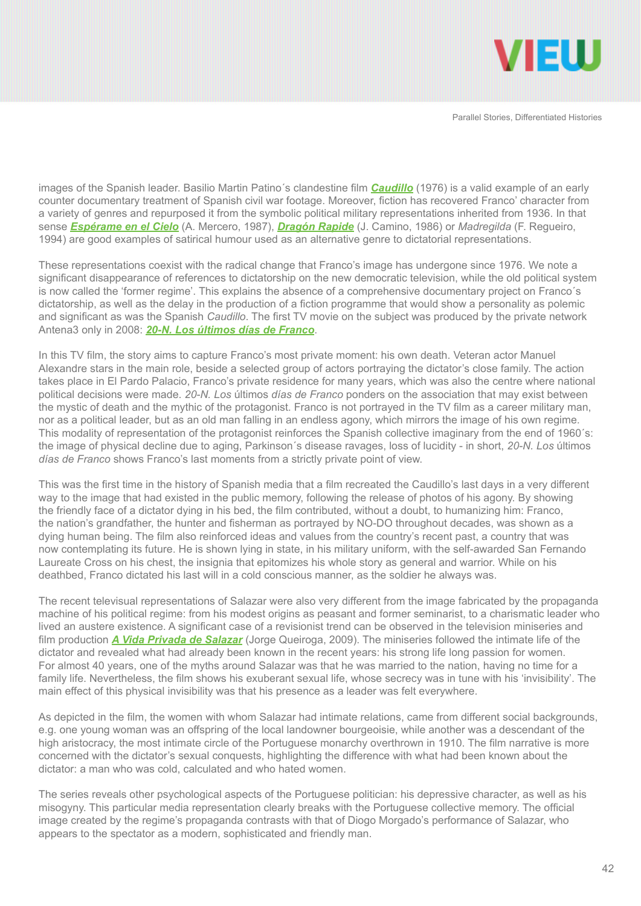images of the Spanish leader. Basilio Martin Patino´s clandestine film ***Caudillo*** (1976) is a valid example of an early counter documentary treatment of Spanish civil war footage. Moreover, fiction has recovered Franco' character from a variety of genres and repurposed it from the symbolic political military representations inherited from 1936. In that sense ***Espérame en el Cielo*** (A. Mercero, 1987), ***Dragón Rapide*** (J. Camino, 1986) or *Madregilda* (F. Regueiro, 1994) are good examples of satirical humour used as an alternative genre to dictatorial representations.

These representations coexist with the radical change that Franco's image has undergone since 1976. We note a significant disappearance of references to dictatorship on the new democratic television, while the old political system is now called the 'former regime'. This explains the absence of a comprehensive documentary project on Franco´s dictatorship, as well as the delay in the production of a fiction programme that would show a personality as polemic and significant as was the Spanish *Caudillo*. The first TV movie on the subject was produced by the private network Antena3 only in 2008: ***20-N. Los últimos días de Franco***.

In this TV film, the story aims to capture Franco's most private moment: his own death. Veteran actor Manuel Alexandre stars in the main role, beside a selected group of actors portraying the dictator's close family. The action takes place in El Pardo Palacio, Franco's private residence for many years, which was also the centre where national political decisions were made. *20-N. Los últimos días de Franco* ponders on the association that may exist between the mystic of death and the mythic of the protagonist. Franco is not portrayed in the TV film as a career military man, nor as a political leader, but as an old man falling in an endless agony, which mirrors the image of his own regime. This modality of representation of the protagonist reinforces the Spanish collective imaginary from the end of 1960´s: the image of physical decline due to aging, Parkinson´s disease ravages, loss of lucidity - in short, *20-N. Los últimos días de Franco* shows Franco's last moments from a strictly private point of view.

This was the first time in the history of Spanish media that a film recreated the Caudillo's last days in a very different way to the image that had existed in the public memory, following the release of photos of his agony. By showing the friendly face of a dictator dying in his bed, the film contributed, without a doubt, to humanizing him: Franco, the nation's grandfather, the hunter and fisherman as portrayed by NO-DO throughout decades, was shown as a dying human being. The film also reinforced ideas and values from the country's recent past, a country that was now contemplating its future. He is shown lying in state, in his military uniform, with the self-awarded San Fernando Laureate Cross on his chest, the insignia that epitomizes his whole story as general and warrior. While on his deathbed, Franco dictated his last will in a cold conscious manner, as the soldier he always was.

The recent televisual representations of Salazar were also very different from the image fabricated by the propaganda machine of his political regime: from his modest origins as peasant and former seminarist, to a charismatic leader who lived an austere existence. A significant case of a revisionist trend can be observed in the television miniseries and film production ***A Vida Privada de Salazar*** (Jorge Queiroga, 2009). The miniseries followed the intimate life of the dictator and revealed what had already been known in the recent years: his strong life long passion for women. For almost 40 years, one of the myths around Salazar was that he was married to the nation, having no time for a family life. Nevertheless, the film shows his exuberant sexual life, whose secrecy was in tune with his 'invisibility'. The main effect of this physical invisibility was that his presence as a leader was felt everywhere.

As depicted in the film, the women with whom Salazar had intimate relations, came from different social backgrounds, e.g. one young woman was an offspring of the local landowner bourgeoisie, while another was a descendant of the high aristocracy, the most intimate circle of the Portuguese monarchy overthrown in 1910. The film narrative is more concerned with the dictator's sexual conquests, highlighting the difference with what had been known about the dictator: a man who was cold, calculated and who hated women.

The series reveals other psychological aspects of the Portuguese politician: his depressive character, as well as his misogyny. This particular media representation clearly breaks with the Portuguese collective memory. The official image created by the regime's propaganda contrasts with that of Diogo Morgado's performance of Salazar, who appears to the spectator as a modern, sophisticated and friendly man.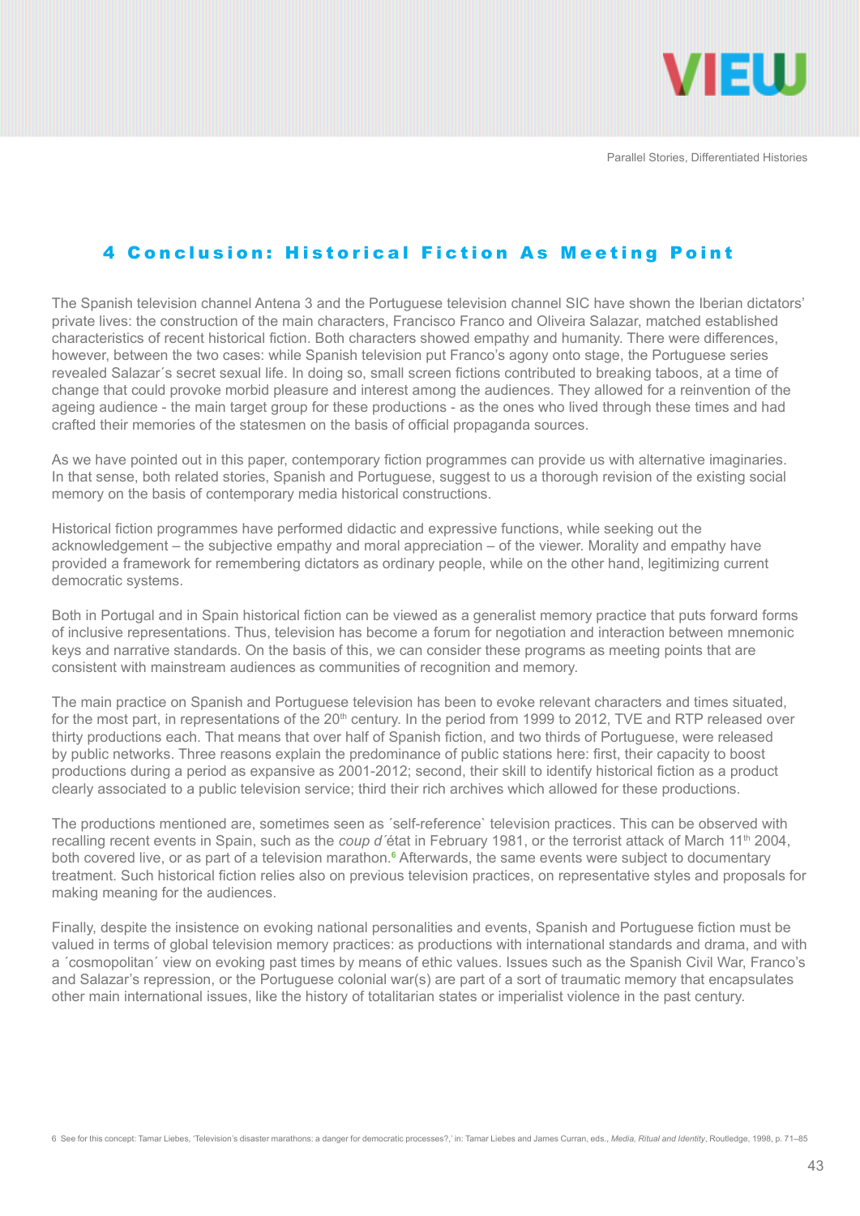## 4 Conclusion: Historical Fiction As Meeting Point

The Spanish television channel Antena 3 and the Portuguese television channel SIC have shown the Iberian dictators' private lives: the construction of the main characters, Francisco Franco and Oliveira Salazar, matched established characteristics of recent historical fiction. Both characters showed empathy and humanity. There were differences, however, between the two cases: while Spanish television put Franco's agony onto stage, the Portuguese series revealed Salazar´s secret sexual life. In doing so, small screen fictions contributed to breaking taboos, at a time of change that could provoke morbid pleasure and interest among the audiences. They allowed for a reinvention of the ageing audience - the main target group for these productions - as the ones who lived through these times and had crafted their memories of the statesmen on the basis of official propaganda sources.

As we have pointed out in this paper, contemporary fiction programmes can provide us with alternative imaginaries. In that sense, both related stories, Spanish and Portuguese, suggest to us a thorough revision of the existing social memory on the basis of contemporary media historical constructions.

Historical fiction programmes have performed didactic and expressive functions, while seeking out the acknowledgement – the subjective empathy and moral appreciation – of the viewer. Morality and empathy have provided a framework for remembering dictators as ordinary people, while on the other hand, legitimizing current democratic systems.

Both in Portugal and in Spain historical fiction can be viewed as a generalist memory practice that puts forward forms of inclusive representations. Thus, television has become a forum for negotiation and interaction between mnemonic keys and narrative standards. On the basis of this, we can consider these programs as meeting points that are consistent with mainstream audiences as communities of recognition and memory.

The main practice on Spanish and Portuguese television has been to evoke relevant characters and times situated, for the most part, in representations of the 20th century. In the period from 1999 to 2012, TVE and RTP released over thirty productions each. That means that over half of Spanish fiction, and two thirds of Portuguese, were released by public networks. Three reasons explain the predominance of public stations here: first, their capacity to boost productions during a period as expansive as 2001-2012; second, their skill to identify historical fiction as a product clearly associated to a public television service; third their rich archives which allowed for these productions.

The productions mentioned are, sometimes seen as ´self-reference` television practices. This can be observed with recalling recent events in Spain, such as the *coup d´état* in February 1981, or the terrorist attack of March 11th 2004, both covered live, or as part of a television marathon.[6] Afterwards, the same events were subject to documentary treatment. Such historical fiction relies also on previous television practices, on representative styles and proposals for making meaning for the audiences.

Finally, despite the insistence on evoking national personalities and events, Spanish and Portuguese fiction must be valued in terms of global television memory practices: as productions with international standards and drama, and with a ´cosmopolitan´ view on evoking past times by means of ethic values. Issues such as the Spanish Civil War, Franco's and Salazar's repression, or the Portuguese colonial war(s) are part of a sort of traumatic memory that encapsulates other main international issues, like the history of totalitarian states or imperialist violence in the past century.

6 See for this concept: Tamar Liebes, 'Television's disaster marathons: a danger for democratic processes?,' in: Tamar Liebes and James Curran, eds., *Media, Ritual and Identity*, Routledge, 1998, p. 71–85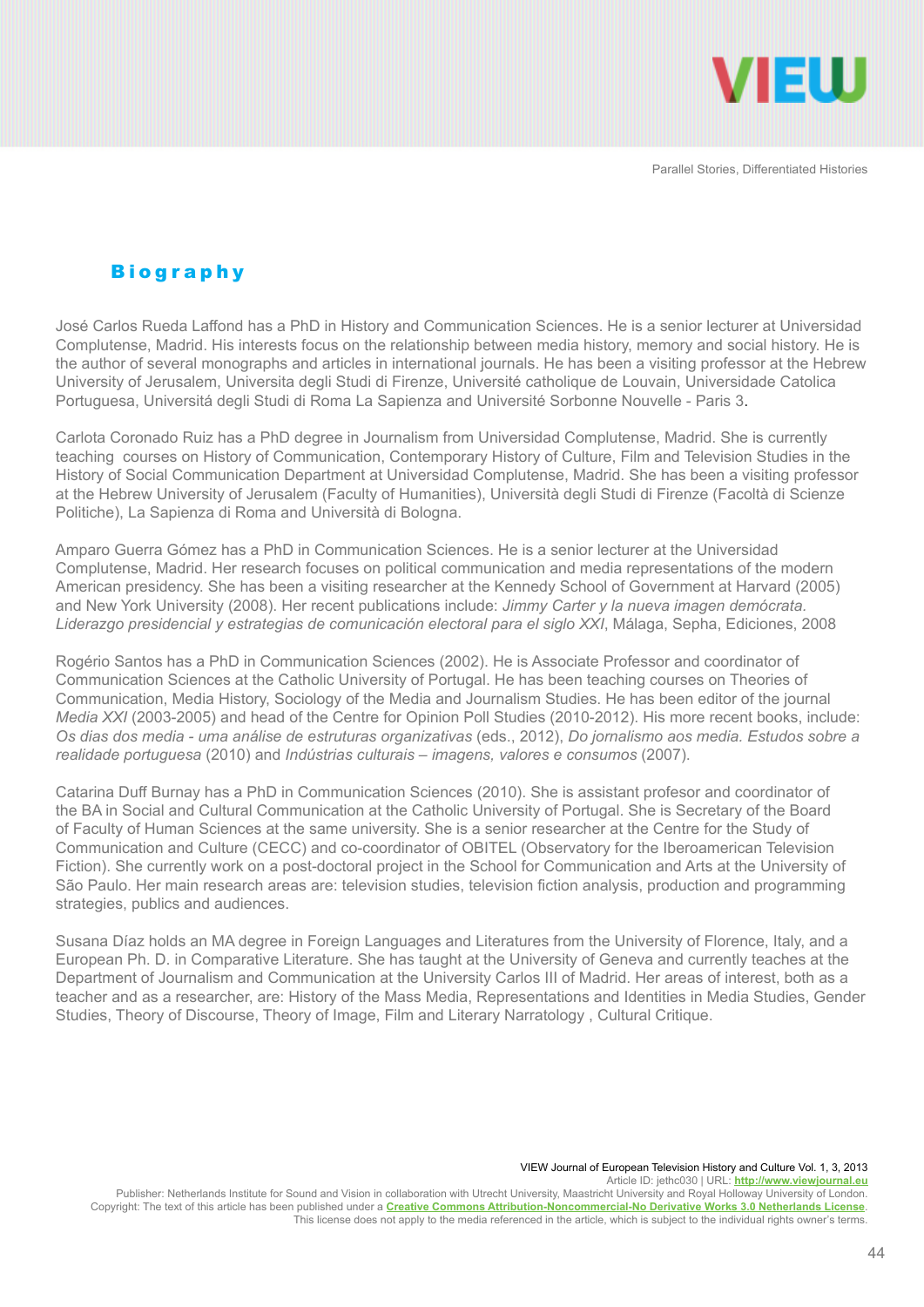## Biography

José Carlos Rueda Laffond has a PhD in History and Communication Sciences. He is a senior lecturer at Universidad Complutense, Madrid. His interests focus on the relationship between media history, memory and social history. He is the author of several monographs and articles in international journals. He has been a visiting professor at the Hebrew University of Jerusalem, Universita degli Studi di Firenze, Université catholique de Louvain, Universidade Catolica Portuguesa, Universitá degli Studi di Roma La Sapienza and Université Sorbonne Nouvelle - Paris 3.

Carlota Coronado Ruiz has a PhD degree in Journalism from Universidad Complutense, Madrid. She is currently teaching courses on History of Communication, Contemporary History of Culture, Film and Television Studies in the History of Social Communication Department at Universidad Complutense, Madrid. She has been a visiting professor at the Hebrew University of Jerusalem (Faculty of Humanities), Università degli Studi di Firenze (Facoltà di Scienze Politiche), La Sapienza di Roma and Università di Bologna.

Amparo Guerra Gómez has a PhD in Communication Sciences. He is a senior lecturer at the Universidad Complutense, Madrid. Her research focuses on political communication and media representations of the modern American presidency. She has been a visiting researcher at the Kennedy School of Government at Harvard (2005) and New York University (2008). Her recent publications include: *Jimmy Carter y la nueva imagen demócrata. Liderazgo presidencial y estrategias de comunicación electoral para el siglo XXI*, Málaga, Sepha, Ediciones, 2008

Rogério Santos has a PhD in Communication Sciences (2002). He is Associate Professor and coordinator of Communication Sciences at the Catholic University of Portugal. He has been teaching courses on Theories of Communication, Media History, Sociology of the Media and Journalism Studies. He has been editor of the journal *Media XXI* (2003-2005) and head of the Centre for Opinion Poll Studies (2010-2012). His more recent books, include: *Os dias dos media - uma análise de estruturas organizativas* (eds., 2012), *Do jornalismo aos media. Estudos sobre a realidade portuguesa* (2010) and *Indústrias culturais – imagens, valores e consumos* (2007).

Catarina Duff Burnay has a PhD in Communication Sciences (2010). She is assistant profesor and coordinator of the BA in Social and Cultural Communication at the Catholic University of Portugal. She is Secretary of the Board of Faculty of Human Sciences at the same university. She is a senior researcher at the Centre for the Study of Communication and Culture (CECC) and co-coordinator of OBITEL (Observatory for the Iberoamerican Television Fiction). She currently work on a post-doctoral project in the School for Communication and Arts at the University of São Paulo. Her main research areas are: television studies, television fiction analysis, production and programming strategies, publics and audiences.

Susana Díaz holds an MA degree in Foreign Languages and Literatures from the University of Florence, Italy, and a European Ph. D. in Comparative Literature. She has taught at the University of Geneva and currently teaches at the Department of Journalism and Communication at the University Carlos III of Madrid. Her areas of interest, both as a teacher and as a researcher, are: History of the Mass Media, Representations and Identities in Media Studies, Gender Studies, Theory of Discourse, Theory of Image, Film and Literary Narratology , Cultural Critique.